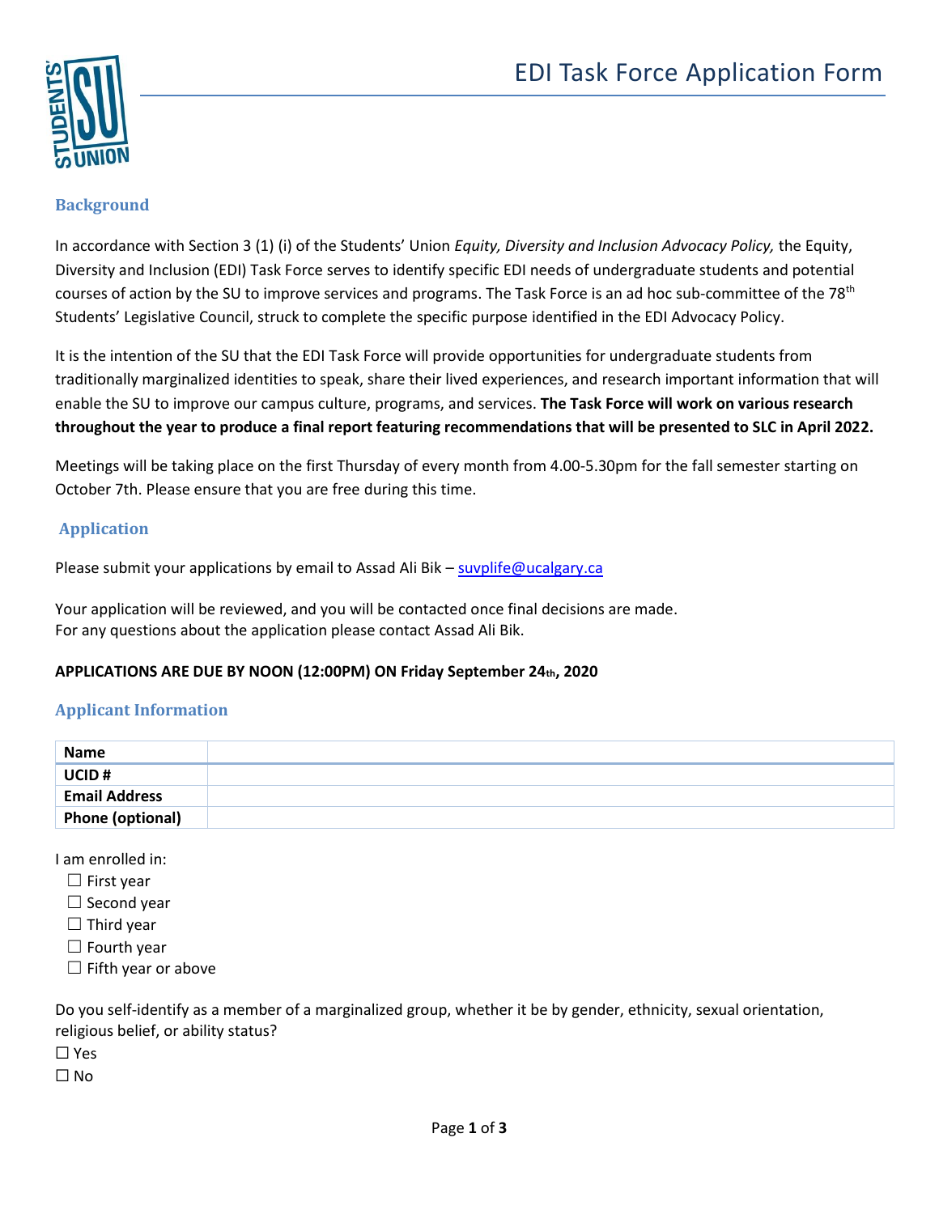# EDI Task Force Application Form

## Background

In accordance with Section 3 (1) (i) of the Students' Union *Equity, Diversity and Inclusion Advocacy Policy,* the Equity, Diversity and Inclusion (EDI) Task Force serves to identify specific EDI needs of undergraduate students and potential courses of action by the SU to improve services and programs. The Task Force is an ad hoc sub-committee of the 78th Students' Legislative Council, struck to complete the specific purpose identified in the EDI Advocacy Policy.

It is the intention of the SU that the EDI Task Force will provide opportunities for undergraduate students from traditionally marginalized identities to speak, share their lived experiences, and research important information that will enable the SU to improve our campus culture, programs, and services. **The Task Force will work on various research throughout the year to produce a final report featuring recommendations that will be presented to SLC in April 2022.**

Meetings will be taking place on the first Thursday of every month from 4.00-5.30pm for the fall semester starting on October 7th. Please ensure that you are free during this time.

## Application

Please submit your applications by email to Assad Ali Bik – suvplife@ucalgary.ca

Your application will be reviewed, and you will be contacted once final decisions are made.
For any questions about the application please contact Assad Ali Bik.

**APPLICATIONS ARE DUE BY NOON (12:00PM) ON Friday September 24th, 2020**

## Applicant Information

| **Name** | |
|---|---|
| **UCID #** | |
| **Email Address** | |
| **Phone (optional)** | |

I am enrolled in:

☐ First year
☐ Second year
☐ Third year
☐ Fourth year
☐ Fifth year or above

Do you self-identify as a member of a marginalized group, whether it be by gender, ethnicity, sexual orientation, religious belief, or ability status?

☐ Yes
☐ No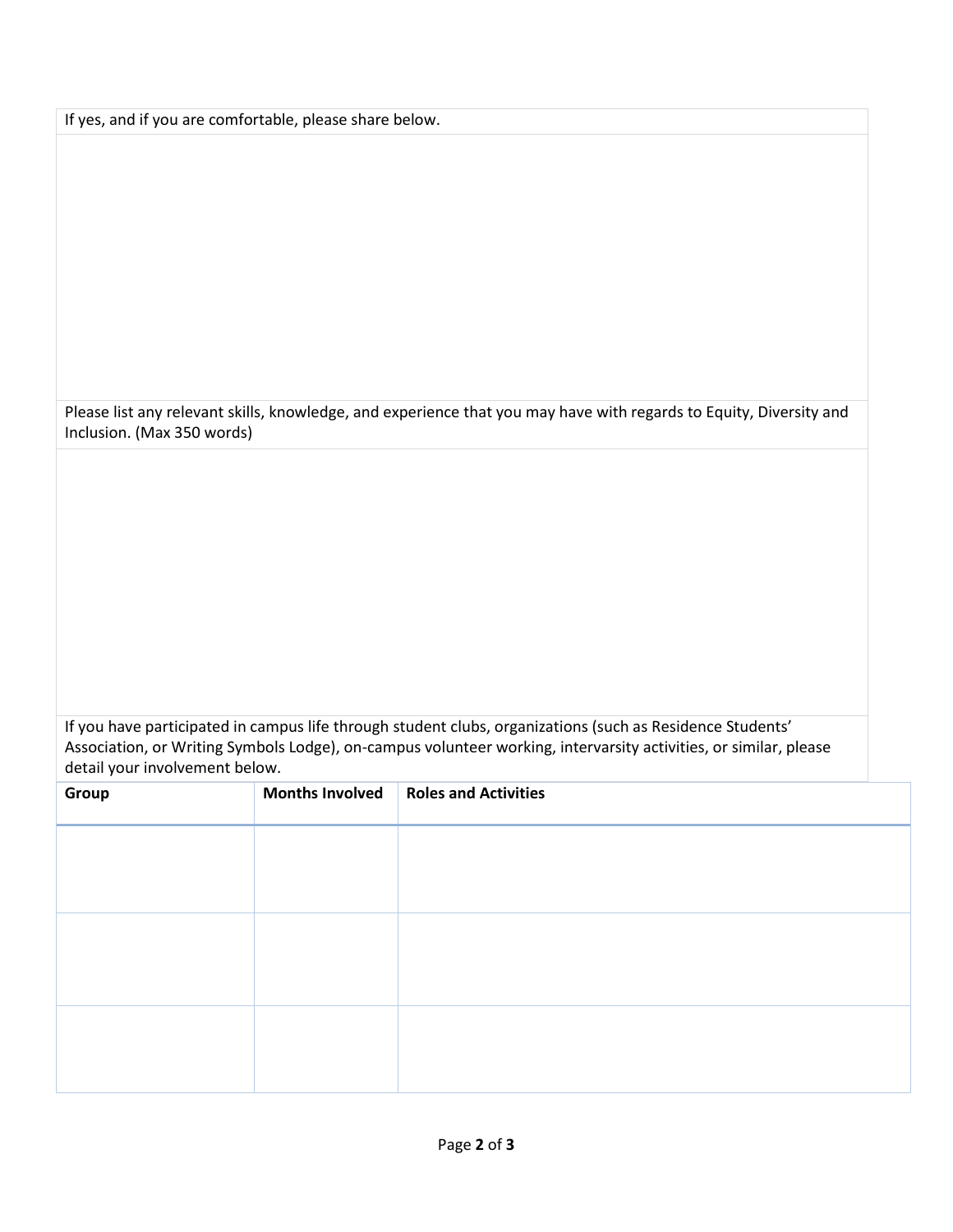If yes, and if you are comfortable, please share below.

Please list any relevant skills, knowledge, and experience that you may have with regards to Equity, Diversity and Inclusion. (Max 350 words)

If you have participated in campus life through student clubs, organizations (such as Residence Students' Association, or Writing Symbols Lodge), on-campus volunteer working, intervarsity activities, or similar, please detail your involvement below.

| Group | Months Involved | Roles and Activities |
| --- | --- | --- |
| | | |
| | | |
| | | |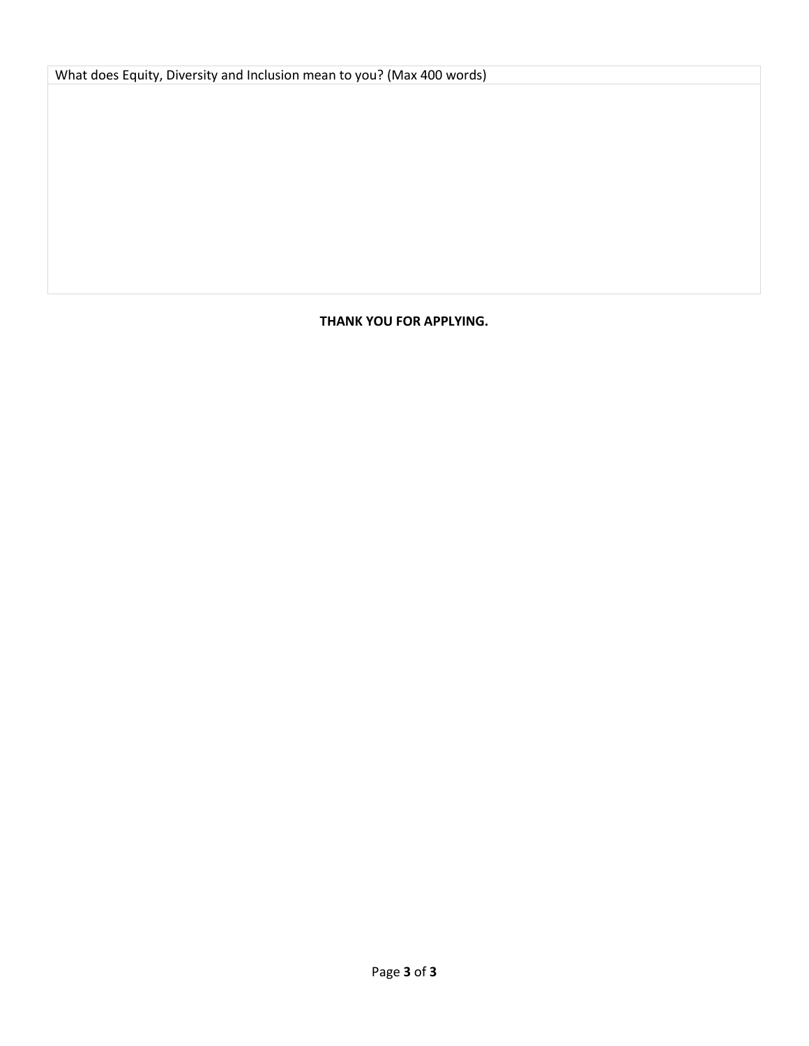| What does Equity, Diversity and Inclusion mean to you? (Max 400 words) |
| --- |
| |

**THANK YOU FOR APPLYING.**